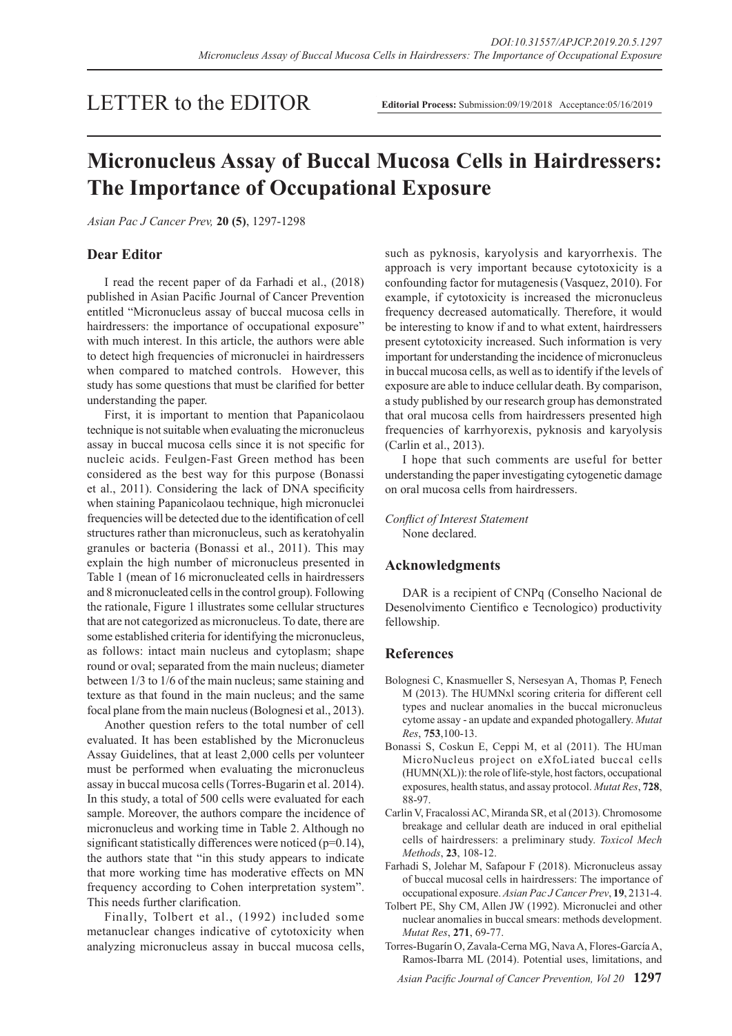LETTER to the EDITOR

**Editorial Process:** Submission:09/19/2018 Acceptance:05/16/2019

# Micronucleus Assay of Buccal Mucosa Cells in Hairdressers: The Importance of Occupational Exposure

*Asian Pac J Cancer Prev,* **20 (5)**, 1297-1298

## Dear Editor

I read the recent paper of da Farhadi et al., (2018) published in Asian Pacific Journal of Cancer Prevention entitled "Micronucleus assay of buccal mucosa cells in hairdressers: the importance of occupational exposure" with much interest. In this article, the authors were able to detect high frequencies of micronuclei in hairdressers when compared to matched controls. However, this study has some questions that must be clarified for better understanding the paper.

First, it is important to mention that Papanicolaou technique is not suitable when evaluating the micronucleus assay in buccal mucosa cells since it is not specific for nucleic acids. Feulgen-Fast Green method has been considered as the best way for this purpose (Bonassi et al., 2011). Considering the lack of DNA specificity when staining Papanicolaou technique, high micronuclei frequencies will be detected due to the identification of cell structures rather than micronucleus, such as keratohyalin granules or bacteria (Bonassi et al., 2011). This may explain the high number of micronucleus presented in Table 1 (mean of 16 micronucleated cells in hairdressers and 8 micronucleated cells in the control group). Following the rationale, Figure 1 illustrates some cellular structures that are not categorized as micronucleus. To date, there are some established criteria for identifying the micronucleus, as follows: intact main nucleus and cytoplasm; shape round or oval; separated from the main nucleus; diameter between 1/3 to 1/6 of the main nucleus; same staining and texture as that found in the main nucleus; and the same focal plane from the main nucleus (Bolognesi et al., 2013).

Another question refers to the total number of cell evaluated. It has been established by the Micronucleus Assay Guidelines, that at least 2,000 cells per volunteer must be performed when evaluating the micronucleus assay in buccal mucosa cells (Torres-Bugarin et al. 2014). In this study, a total of 500 cells were evaluated for each sample. Moreover, the authors compare the incidence of micronucleus and working time in Table 2. Although no significant statistically differences were noticed (p=0.14), the authors state that "in this study appears to indicate that more working time has moderative effects on MN frequency according to Cohen interpretation system". This needs further clarification.

Finally, Tolbert et al., (1992) included some metanuclear changes indicative of cytotoxicity when analyzing micronucleus assay in buccal mucosa cells, such as pyknosis, karyolysis and karyorrhexis. The approach is very important because cytotoxicity is a confounding factor for mutagenesis (Vasquez, 2010). For example, if cytotoxicity is increased the micronucleus frequency decreased automatically. Therefore, it would be interesting to know if and to what extent, hairdressers present cytotoxicity increased. Such information is very important for understanding the incidence of micronucleus in buccal mucosa cells, as well as to identify if the levels of exposure are able to induce cellular death. By comparison, a study published by our research group has demonstrated that oral mucosa cells from hairdressers presented high frequencies of karrhyorexis, pyknosis and karyolysis (Carlin et al., 2013).

I hope that such comments are useful for better understanding the paper investigating cytogenetic damage on oral mucosa cells from hairdressers.

*Conflict of Interest Statement*
None declared.

## Acknowledgments

DAR is a recipient of CNPq (Conselho Nacional de Desenvolvimento Cientifico e Tecnologico) productivity fellowship.

## References

Bolognesi C, Knasmueller S, Nersesyan A, Thomas P, Fenech M (2013). The HUMNxl scoring criteria for different cell types and nuclear anomalies in the buccal micronucleus cytome assay - an update and expanded photogallery. *Mutat Res*, **753**,100-13.

Bonassi S, Coskun E, Ceppi M, et al (2011). The HUman MicroNucleus project on eXfoLiated buccal cells (HUMN(XL)): the role of life-style, host factors, occupational exposures, health status, and assay protocol. *Mutat Res*, **728**, 88-97.

Carlin V, Fracalossi AC, Miranda SR, et al (2013). Chromosome breakage and cellular death are induced in oral epithelial cells of hairdressers: a preliminary study. *Toxicol Mech Methods*, **23**, 108-12.

Farhadi S, Jolehar M, Safapour F (2018). Micronucleus assay of buccal mucosal cells in hairdressers: The importance of occupational exposure. *Asian Pac J Cancer Prev*, **19**, 2131-4.

Tolbert PE, Shy CM, Allen JW (1992). Micronuclei and other nuclear anomalies in buccal smears: methods development. *Mutat Res*, **271**, 69-77.

Torres-Bugarín O, Zavala-Cerna MG, Nava A, Flores-García A, Ramos-Ibarra ML (2014). Potential uses, limitations, and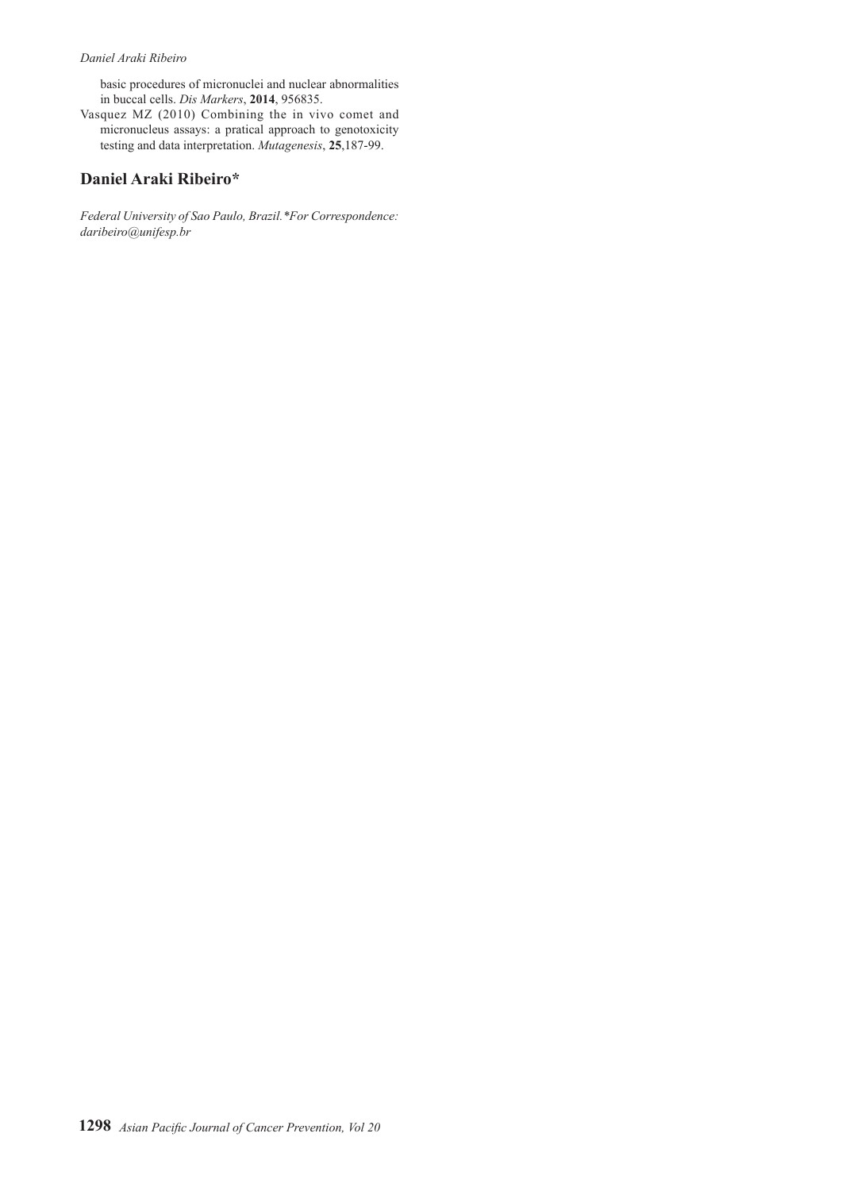basic procedures of micronuclei and nuclear abnormalities in buccal cells. *Dis Markers*, **2014**, 956835.

Vasquez MZ (2010) Combining the in vivo comet and micronucleus assays: a pratical approach to genotoxicity testing and data interpretation. *Mutagenesis*, **25**,187-99.

**Daniel Araki Ribeiro***

*Federal University of Sao Paulo, Brazil.*For Correspondence: daribeiro@unifesp.br*